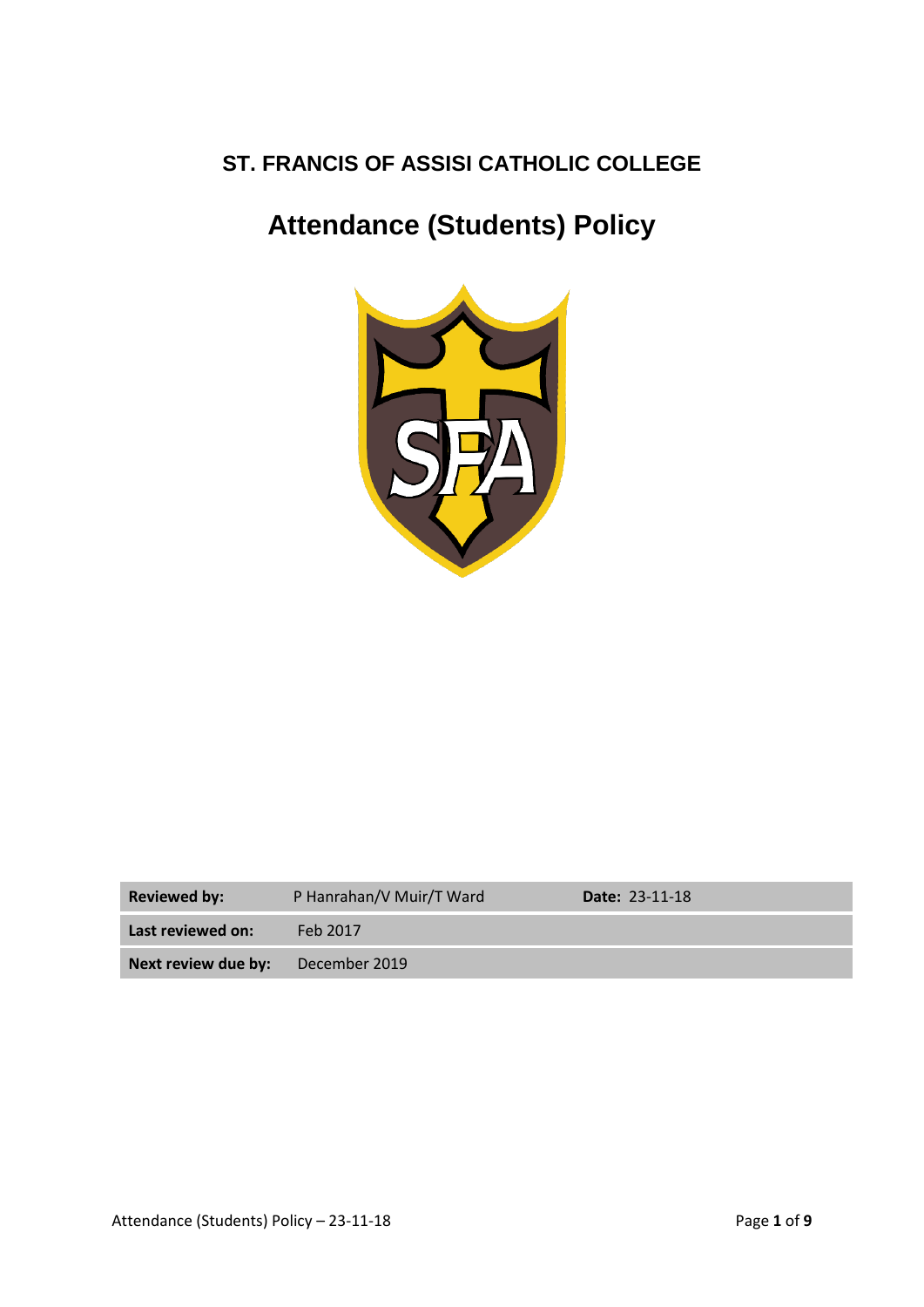# ST. FRANCIS OF ASSISI CATHOLIC COLLEGE

# Attendance (Students) Policy

| **Reviewed by:** | P Hanrahan/V Muir/T Ward | **Date:** 23-11-18 |
|---|---|---|
| **Last reviewed on:** | Feb 2017 | |
| **Next review due by:** | December 2019 | |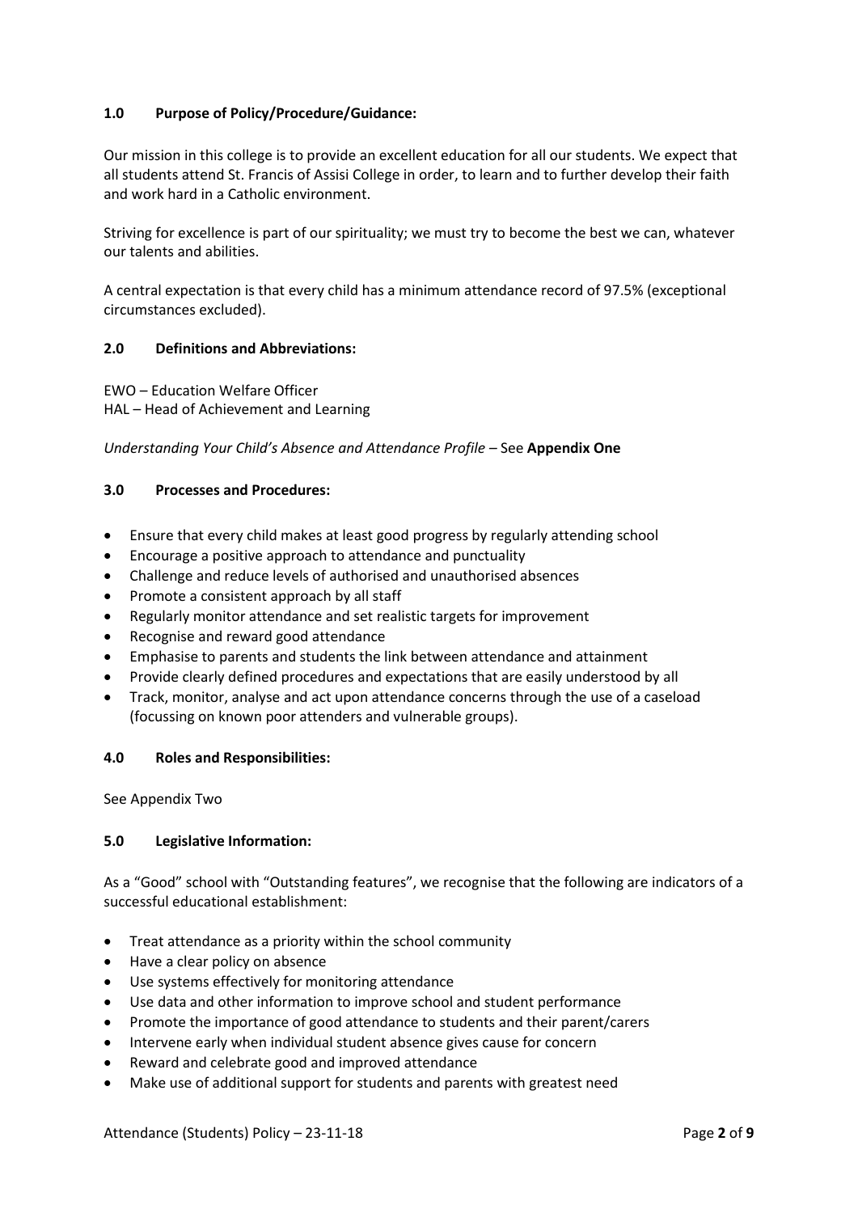## 1.0 Purpose of Policy/Procedure/Guidance:

Our mission in this college is to provide an excellent education for all our students. We expect that all students attend St. Francis of Assisi College in order, to learn and to further develop their faith and work hard in a Catholic environment.

Striving for excellence is part of our spirituality; we must try to become the best we can, whatever our talents and abilities.

A central expectation is that every child has a minimum attendance record of 97.5% (exceptional circumstances excluded).

## 2.0 Definitions and Abbreviations:

EWO – Education Welfare Officer
HAL – Head of Achievement and Learning

*Understanding Your Child's Absence and Attendance Profile* – See **Appendix One**

## 3.0 Processes and Procedures:

- Ensure that every child makes at least good progress by regularly attending school
- Encourage a positive approach to attendance and punctuality
- Challenge and reduce levels of authorised and unauthorised absences
- Promote a consistent approach by all staff
- Regularly monitor attendance and set realistic targets for improvement
- Recognise and reward good attendance
- Emphasise to parents and students the link between attendance and attainment
- Provide clearly defined procedures and expectations that are easily understood by all
- Track, monitor, analyse and act upon attendance concerns through the use of a caseload (focussing on known poor attenders and vulnerable groups).

## 4.0 Roles and Responsibilities:

See Appendix Two

## 5.0 Legislative Information:

As a "Good" school with "Outstanding features", we recognise that the following are indicators of a successful educational establishment:

- Treat attendance as a priority within the school community
- Have a clear policy on absence
- Use systems effectively for monitoring attendance
- Use data and other information to improve school and student performance
- Promote the importance of good attendance to students and their parent/carers
- Intervene early when individual student absence gives cause for concern
- Reward and celebrate good and improved attendance
- Make use of additional support for students and parents with greatest need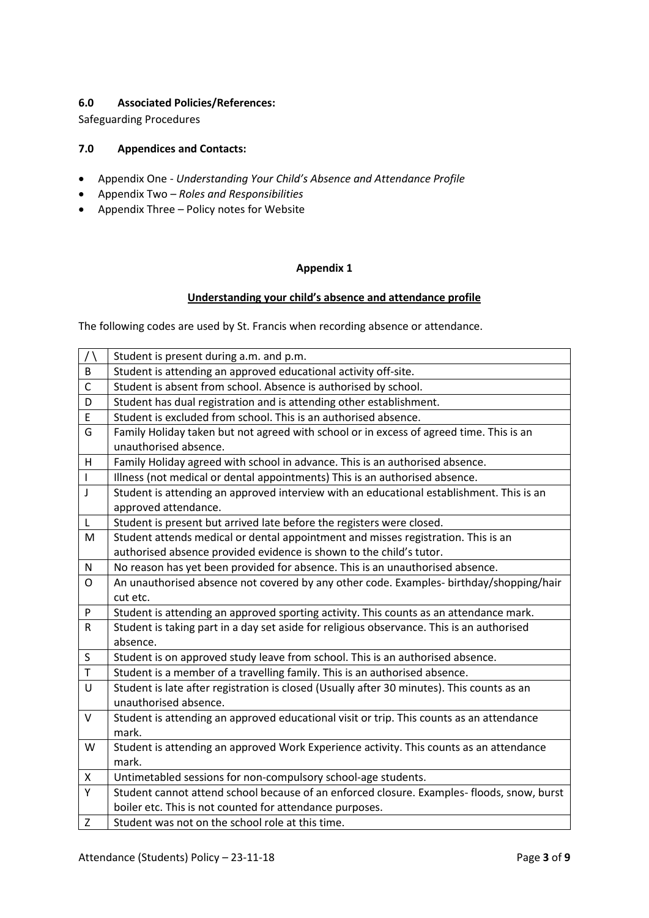### 6.0 Associated Policies/References:

Safeguarding Procedures

### 7.0 Appendices and Contacts:

- Appendix One - *Understanding Your Child's Absence and Attendance Profile*
- Appendix Two – *Roles and Responsibilities*
- Appendix Three – Policy notes for Website

## Appendix 1

**Understanding your child's absence and attendance profile**

The following codes are used by St. Francis when recording absence or attendance.

| Code | Description |
|---|---|
| / \ | Student is present during a.m. and p.m. |
| B | Student is attending an approved educational activity off-site. |
| C | Student is absent from school. Absence is authorised by school. |
| D | Student has dual registration and is attending other establishment. |
| E | Student is excluded from school. This is an authorised absence. |
| G | Family Holiday taken but not agreed with school or in excess of agreed time. This is an unauthorised absence. |
| H | Family Holiday agreed with school in advance. This is an authorised absence. |
| I | Illness (not medical or dental appointments) This is an authorised absence. |
| J | Student is attending an approved interview with an educational establishment. This is an approved attendance. |
| L | Student is present but arrived late before the registers were closed. |
| M | Student attends medical or dental appointment and misses registration. This is an authorised absence provided evidence is shown to the child's tutor. |
| N | No reason has yet been provided for absence. This is an unauthorised absence. |
| O | An unauthorised absence not covered by any other code. Examples- birthday/shopping/hair cut etc. |
| P | Student is attending an approved sporting activity. This counts as an attendance mark. |
| R | Student is taking part in a day set aside for religious observance. This is an authorised absence. |
| S | Student is on approved study leave from school. This is an authorised absence. |
| T | Student is a member of a travelling family. This is an authorised absence. |
| U | Student is late after registration is closed (Usually after 30 minutes). This counts as an unauthorised absence. |
| V | Student is attending an approved educational visit or trip. This counts as an attendance mark. |
| W | Student is attending an approved Work Experience activity. This counts as an attendance mark. |
| X | Untimetabled sessions for non-compulsory school-age students. |
| Y | Student cannot attend school because of an enforced closure. Examples- floods, snow, burst boiler etc. This is not counted for attendance purposes. |
| Z | Student was not on the school role at this time. |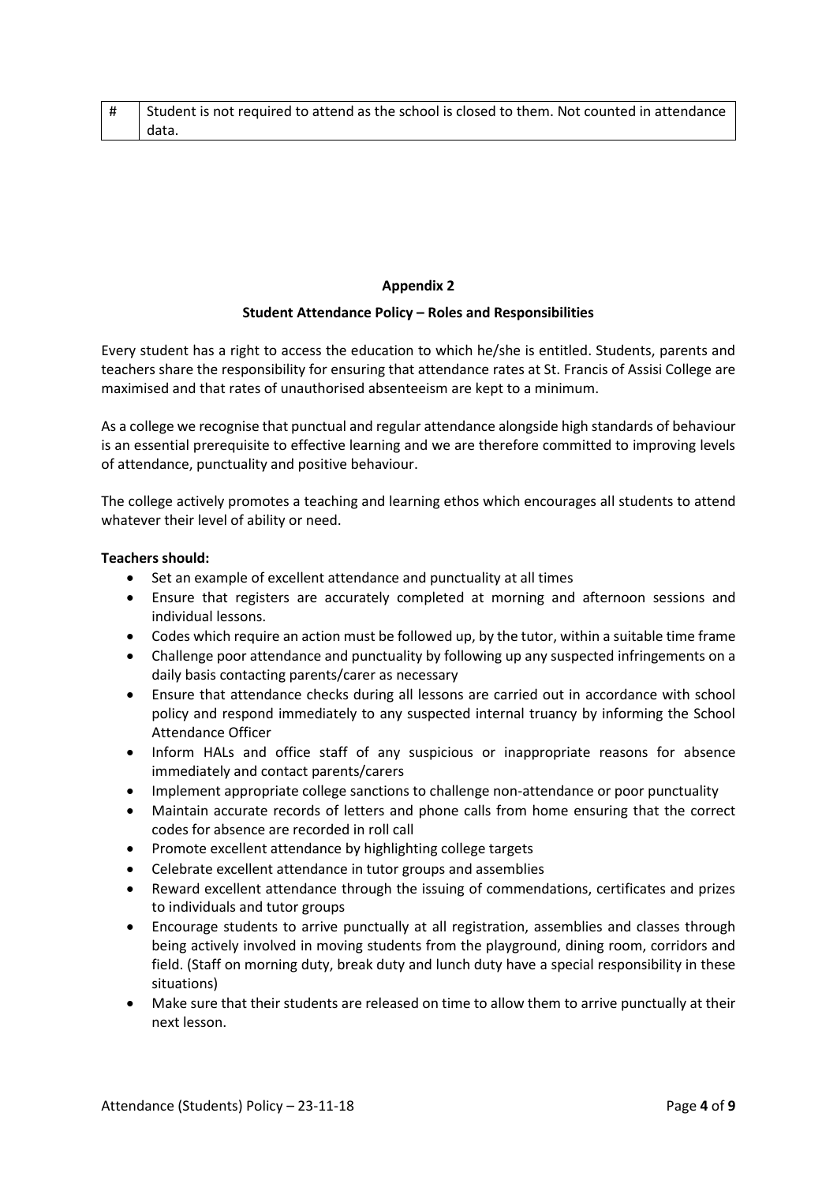| # | Student is not required to attend as the school is closed to them. Not counted in attendance data. |
|---|---|

**Appendix 2**

**Student Attendance Policy – Roles and Responsibilities**

Every student has a right to access the education to which he/she is entitled. Students, parents and teachers share the responsibility for ensuring that attendance rates at St. Francis of Assisi College are maximised and that rates of unauthorised absenteeism are kept to a minimum.

As a college we recognise that punctual and regular attendance alongside high standards of behaviour is an essential prerequisite to effective learning and we are therefore committed to improving levels of attendance, punctuality and positive behaviour.

The college actively promotes a teaching and learning ethos which encourages all students to attend whatever their level of ability or need.

**Teachers should:**

- Set an example of excellent attendance and punctuality at all times
- Ensure that registers are accurately completed at morning and afternoon sessions and individual lessons.
- Codes which require an action must be followed up, by the tutor, within a suitable time frame
- Challenge poor attendance and punctuality by following up any suspected infringements on a daily basis contacting parents/carer as necessary
- Ensure that attendance checks during all lessons are carried out in accordance with school policy and respond immediately to any suspected internal truancy by informing the School Attendance Officer
- Inform HALs and office staff of any suspicious or inappropriate reasons for absence immediately and contact parents/carers
- Implement appropriate college sanctions to challenge non-attendance or poor punctuality
- Maintain accurate records of letters and phone calls from home ensuring that the correct codes for absence are recorded in roll call
- Promote excellent attendance by highlighting college targets
- Celebrate excellent attendance in tutor groups and assemblies
- Reward excellent attendance through the issuing of commendations, certificates and prizes to individuals and tutor groups
- Encourage students to arrive punctually at all registration, assemblies and classes through being actively involved in moving students from the playground, dining room, corridors and field. (Staff on morning duty, break duty and lunch duty have a special responsibility in these situations)
- Make sure that their students are released on time to allow them to arrive punctually at their next lesson.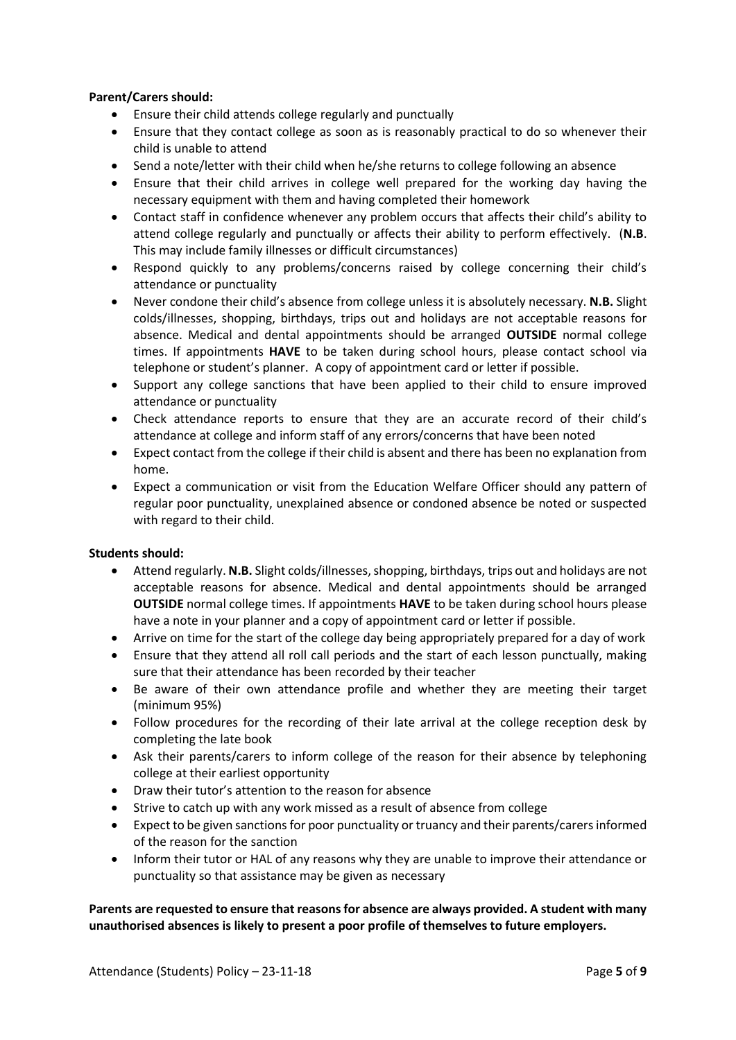**Parent/Carers should:**

- Ensure their child attends college regularly and punctually
- Ensure that they contact college as soon as is reasonably practical to do so whenever their child is unable to attend
- Send a note/letter with their child when he/she returns to college following an absence
- Ensure that their child arrives in college well prepared for the working day having the necessary equipment with them and having completed their homework
- Contact staff in confidence whenever any problem occurs that affects their child's ability to attend college regularly and punctually or affects their ability to perform effectively. (**N.B**. This may include family illnesses or difficult circumstances)
- Respond quickly to any problems/concerns raised by college concerning their child's attendance or punctuality
- Never condone their child's absence from college unless it is absolutely necessary. **N.B.** Slight colds/illnesses, shopping, birthdays, trips out and holidays are not acceptable reasons for absence. Medical and dental appointments should be arranged **OUTSIDE** normal college times. If appointments **HAVE** to be taken during school hours, please contact school via telephone or student's planner. A copy of appointment card or letter if possible.
- Support any college sanctions that have been applied to their child to ensure improved attendance or punctuality
- Check attendance reports to ensure that they are an accurate record of their child's attendance at college and inform staff of any errors/concerns that have been noted
- Expect contact from the college if their child is absent and there has been no explanation from home.
- Expect a communication or visit from the Education Welfare Officer should any pattern of regular poor punctuality, unexplained absence or condoned absence be noted or suspected with regard to their child.

**Students should:**

- Attend regularly. **N.B.** Slight colds/illnesses, shopping, birthdays, trips out and holidays are not acceptable reasons for absence. Medical and dental appointments should be arranged **OUTSIDE** normal college times. If appointments **HAVE** to be taken during school hours please have a note in your planner and a copy of appointment card or letter if possible.
- Arrive on time for the start of the college day being appropriately prepared for a day of work
- Ensure that they attend all roll call periods and the start of each lesson punctually, making sure that their attendance has been recorded by their teacher
- Be aware of their own attendance profile and whether they are meeting their target (minimum 95%)
- Follow procedures for the recording of their late arrival at the college reception desk by completing the late book
- Ask their parents/carers to inform college of the reason for their absence by telephoning college at their earliest opportunity
- Draw their tutor's attention to the reason for absence
- Strive to catch up with any work missed as a result of absence from college
- Expect to be given sanctions for poor punctuality or truancy and their parents/carers informed of the reason for the sanction
- Inform their tutor or HAL of any reasons why they are unable to improve their attendance or punctuality so that assistance may be given as necessary

**Parents are requested to ensure that reasons for absence are always provided. A student with many unauthorised absences is likely to present a poor profile of themselves to future employers.**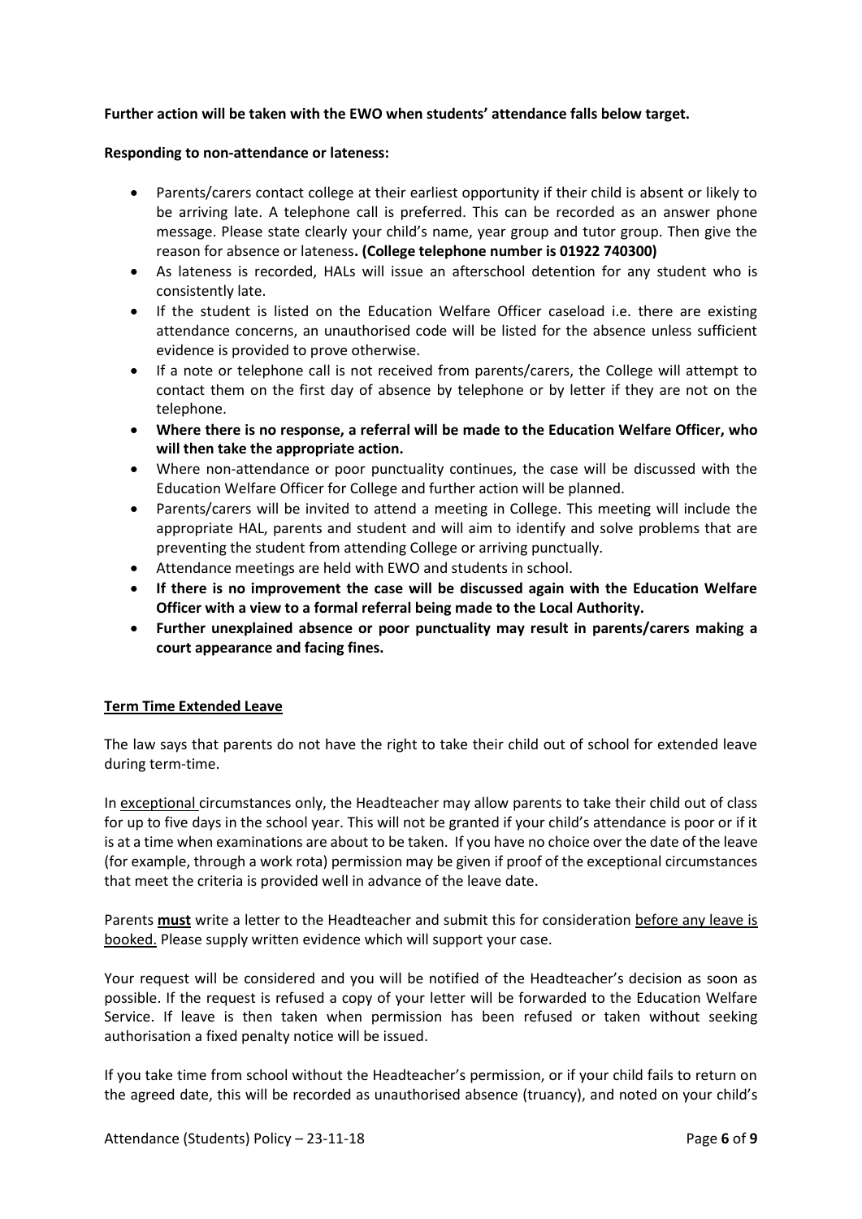**Further action will be taken with the EWO when students' attendance falls below target.**

**Responding to non-attendance or lateness:**

- Parents/carers contact college at their earliest opportunity if their child is absent or likely to be arriving late. A telephone call is preferred. This can be recorded as an answer phone message. Please state clearly your child's name, year group and tutor group. Then give the reason for absence or lateness**. (College telephone number is 01922 740300)**
- As lateness is recorded, HALs will issue an afterschool detention for any student who is consistently late.
- If the student is listed on the Education Welfare Officer caseload i.e. there are existing attendance concerns, an unauthorised code will be listed for the absence unless sufficient evidence is provided to prove otherwise.
- If a note or telephone call is not received from parents/carers, the College will attempt to contact them on the first day of absence by telephone or by letter if they are not on the telephone.
- **Where there is no response, a referral will be made to the Education Welfare Officer, who will then take the appropriate action.**
- Where non-attendance or poor punctuality continues, the case will be discussed with the Education Welfare Officer for College and further action will be planned.
- Parents/carers will be invited to attend a meeting in College. This meeting will include the appropriate HAL, parents and student and will aim to identify and solve problems that are preventing the student from attending College or arriving punctually.
- Attendance meetings are held with EWO and students in school.
- **If there is no improvement the case will be discussed again with the Education Welfare Officer with a view to a formal referral being made to the Local Authority.**
- **Further unexplained absence or poor punctuality may result in parents/carers making a court appearance and facing fines.**

**Term Time Extended Leave**

The law says that parents do not have the right to take their child out of school for extended leave during term-time.

In exceptional circumstances only, the Headteacher may allow parents to take their child out of class for up to five days in the school year. This will not be granted if your child's attendance is poor or if it is at a time when examinations are about to be taken. If you have no choice over the date of the leave (for example, through a work rota) permission may be given if proof of the exceptional circumstances that meet the criteria is provided well in advance of the leave date.

Parents **must** write a letter to the Headteacher and submit this for consideration before any leave is booked. Please supply written evidence which will support your case.

Your request will be considered and you will be notified of the Headteacher's decision as soon as possible. If the request is refused a copy of your letter will be forwarded to the Education Welfare Service. If leave is then taken when permission has been refused or taken without seeking authorisation a fixed penalty notice will be issued.

If you take time from school without the Headteacher's permission, or if your child fails to return on the agreed date, this will be recorded as unauthorised absence (truancy), and noted on your child's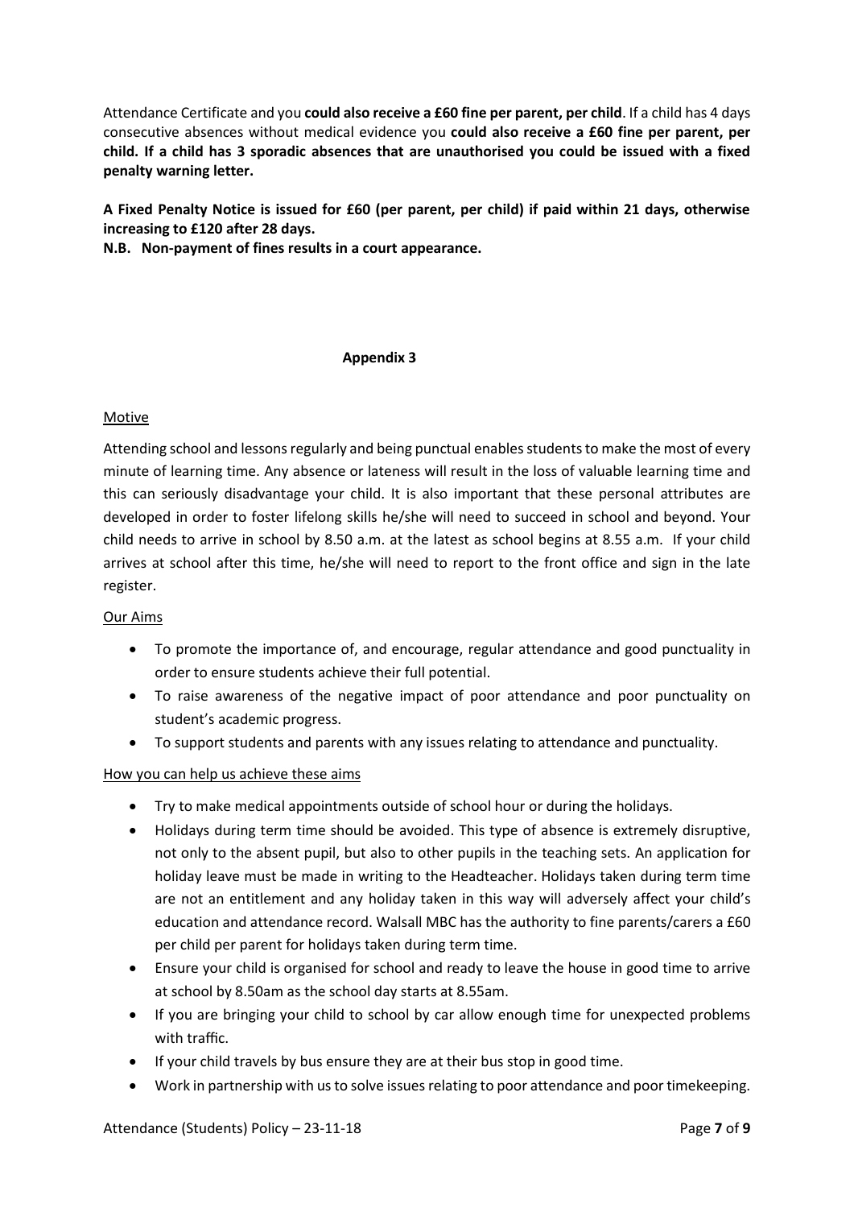Attendance Certificate and you **could also receive a £60 fine per parent, per child**. If a child has 4 days consecutive absences without medical evidence you **could also receive a £60 fine per parent, per child. If a child has 3 sporadic absences that are unauthorised you could be issued with a fixed penalty warning letter.**

**A Fixed Penalty Notice is issued for £60 (per parent, per child) if paid within 21 days, otherwise increasing to £120 after 28 days.**

**N.B. Non-payment of fines results in a court appearance.**

## Appendix 3

### Motive

Attending school and lessons regularly and being punctual enables students to make the most of every minute of learning time. Any absence or lateness will result in the loss of valuable learning time and this can seriously disadvantage your child. It is also important that these personal attributes are developed in order to foster lifelong skills he/she will need to succeed in school and beyond. Your child needs to arrive in school by 8.50 a.m. at the latest as school begins at 8.55 a.m. If your child arrives at school after this time, he/she will need to report to the front office and sign in the late register.

### Our Aims

- To promote the importance of, and encourage, regular attendance and good punctuality in order to ensure students achieve their full potential.
- To raise awareness of the negative impact of poor attendance and poor punctuality on student's academic progress.
- To support students and parents with any issues relating to attendance and punctuality.

### How you can help us achieve these aims

- Try to make medical appointments outside of school hour or during the holidays.
- Holidays during term time should be avoided. This type of absence is extremely disruptive, not only to the absent pupil, but also to other pupils in the teaching sets. An application for holiday leave must be made in writing to the Headteacher. Holidays taken during term time are not an entitlement and any holiday taken in this way will adversely affect your child's education and attendance record. Walsall MBC has the authority to fine parents/carers a £60 per child per parent for holidays taken during term time.
- Ensure your child is organised for school and ready to leave the house in good time to arrive at school by 8.50am as the school day starts at 8.55am.
- If you are bringing your child to school by car allow enough time for unexpected problems with traffic.
- If your child travels by bus ensure they are at their bus stop in good time.
- Work in partnership with us to solve issues relating to poor attendance and poor timekeeping.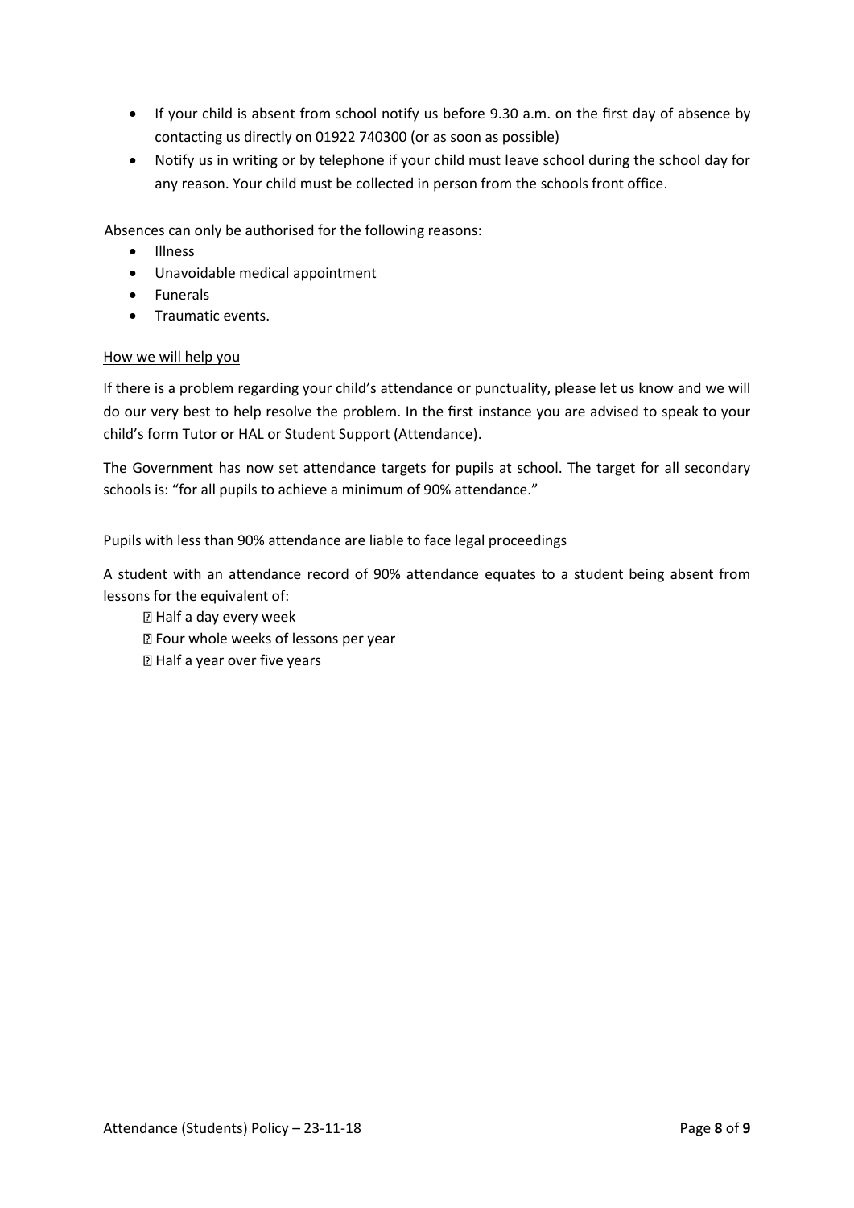- If your child is absent from school notify us before 9.30 a.m. on the first day of absence by contacting us directly on 01922 740300 (or as soon as possible)
- Notify us in writing or by telephone if your child must leave school during the school day for any reason. Your child must be collected in person from the schools front office.

Absences can only be authorised for the following reasons:

- Illness
- Unavoidable medical appointment
- Funerals
- Traumatic events.

How we will help you

If there is a problem regarding your child's attendance or punctuality, please let us know and we will do our very best to help resolve the problem. In the first instance you are advised to speak to your child's form Tutor or HAL or Student Support (Attendance).

The Government has now set attendance targets for pupils at school. The target for all secondary schools is: "for all pupils to achieve a minimum of 90% attendance."

Pupils with less than 90% attendance are liable to face legal proceedings

A student with an attendance record of 90% attendance equates to a student being absent from lessons for the equivalent of:

- Half a day every week
- Four whole weeks of lessons per year
- Half a year over five years